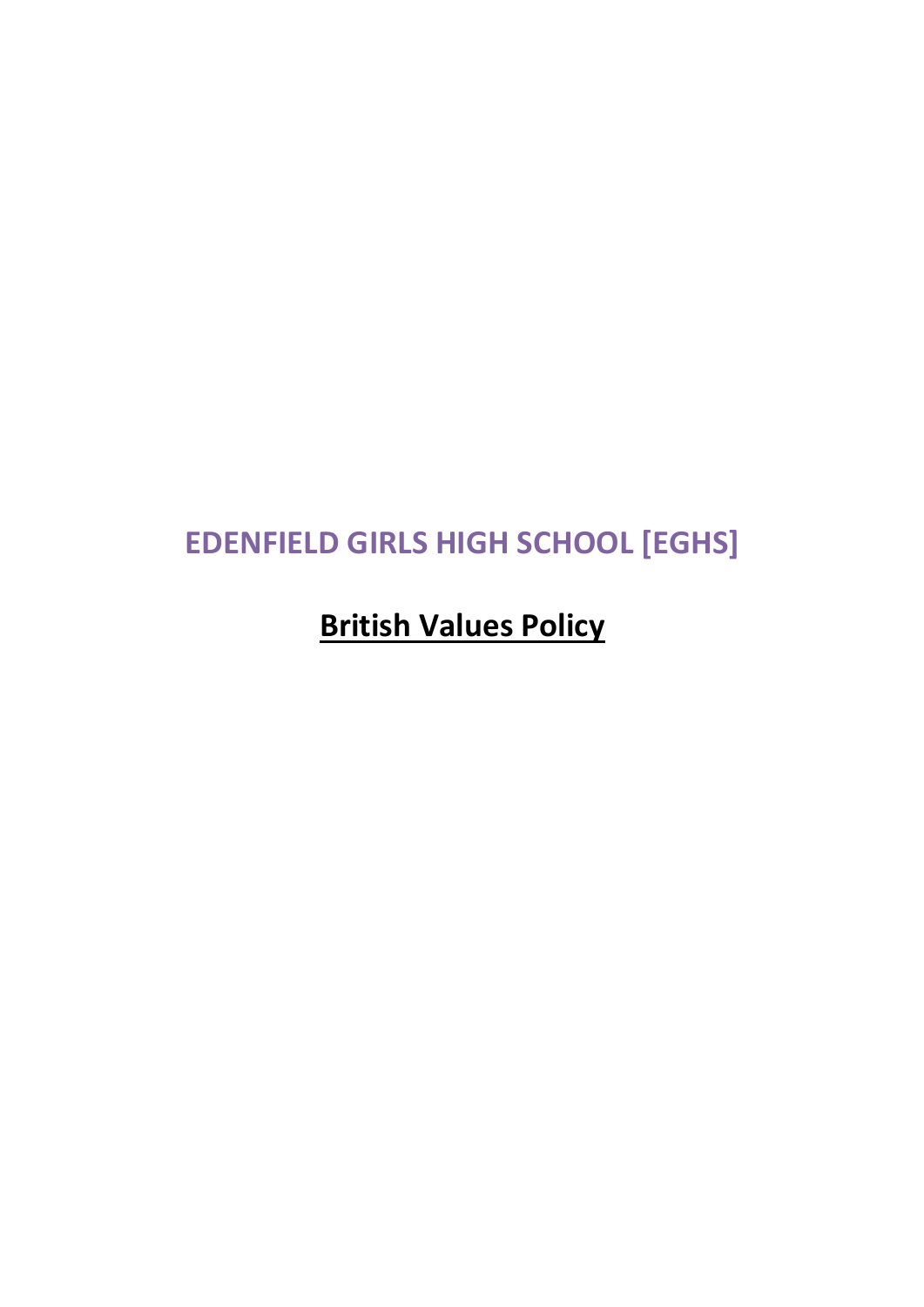# EDENFIELD GIRLS HIGH SCHOOL [EGHS]

## **British Values Policy**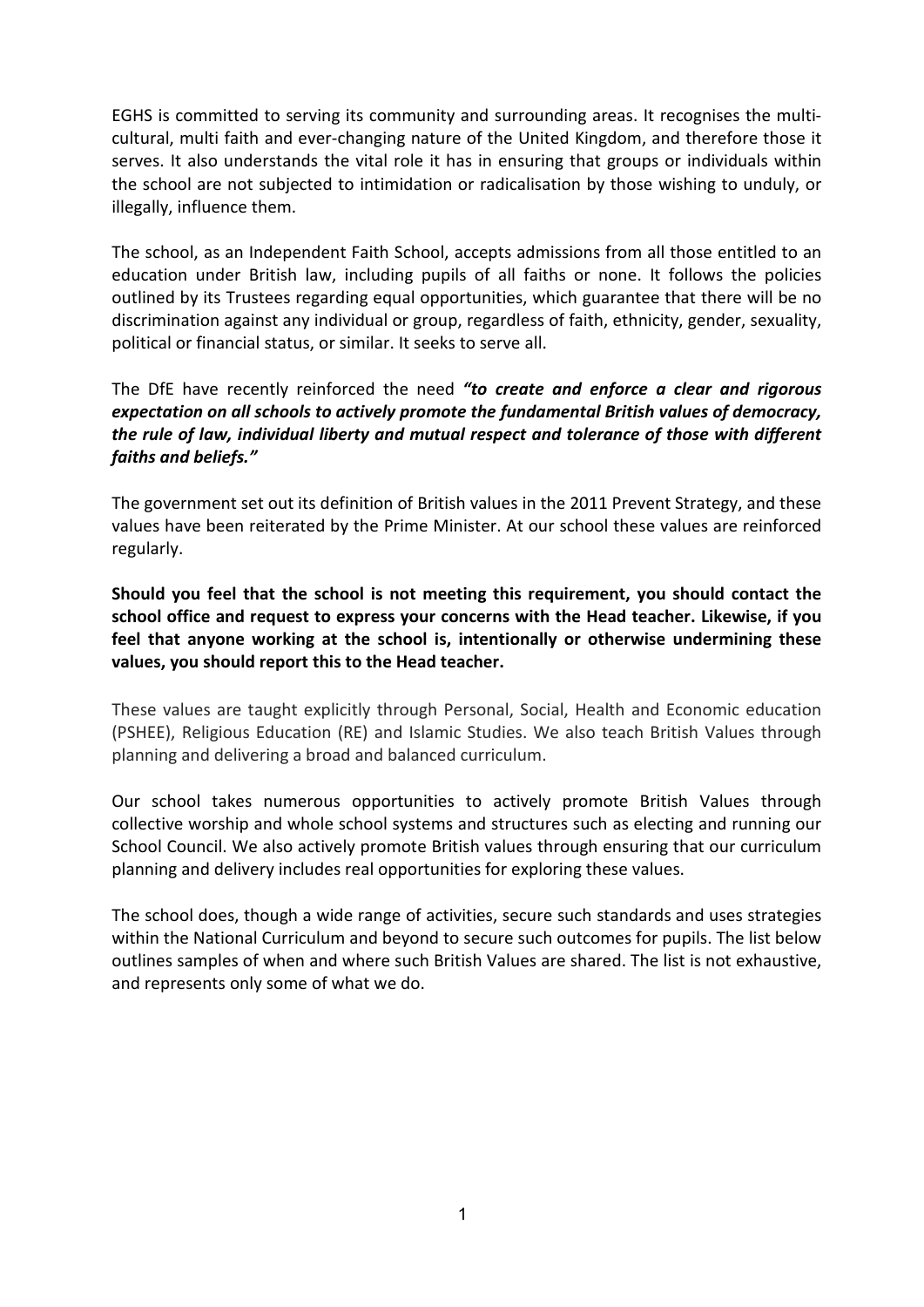EGHS is committed to serving its community and surrounding areas. It recognises the multi-cultural, multi faith and ever-changing nature of the United Kingdom, and therefore those it serves. It also understands the vital role it has in ensuring that groups or individuals within the school are not subjected to intimidation or radicalisation by those wishing to unduly, or illegally, influence them.

The school, as an Independent Faith School, accepts admissions from all those entitled to an education under British law, including pupils of all faiths or none. It follows the policies outlined by its Trustees regarding equal opportunities, which guarantee that there will be no discrimination against any individual or group, regardless of faith, ethnicity, gender, sexuality, political or financial status, or similar. It seeks to serve all.

The DfE have recently reinforced the need ***"to create and enforce a clear and rigorous expectation on all schools to actively promote the fundamental British values of democracy, the rule of law, individual liberty and mutual respect and tolerance of those with different faiths and beliefs."***

The government set out its definition of British values in the 2011 Prevent Strategy, and these values have been reiterated by the Prime Minister. At our school these values are reinforced regularly.

**Should you feel that the school is not meeting this requirement, you should contact the school office and request to express your concerns with the Head teacher. Likewise, if you feel that anyone working at the school is, intentionally or otherwise undermining these values, you should report this to the Head teacher.**

These values are taught explicitly through Personal, Social, Health and Economic education (PSHEE), Religious Education (RE) and Islamic Studies. We also teach British Values through planning and delivering a broad and balanced curriculum.

Our school takes numerous opportunities to actively promote British Values through collective worship and whole school systems and structures such as electing and running our School Council. We also actively promote British values through ensuring that our curriculum planning and delivery includes real opportunities for exploring these values.

The school does, though a wide range of activities, secure such standards and uses strategies within the National Curriculum and beyond to secure such outcomes for pupils. The list below outlines samples of when and where such British Values are shared. The list is not exhaustive, and represents only some of what we do.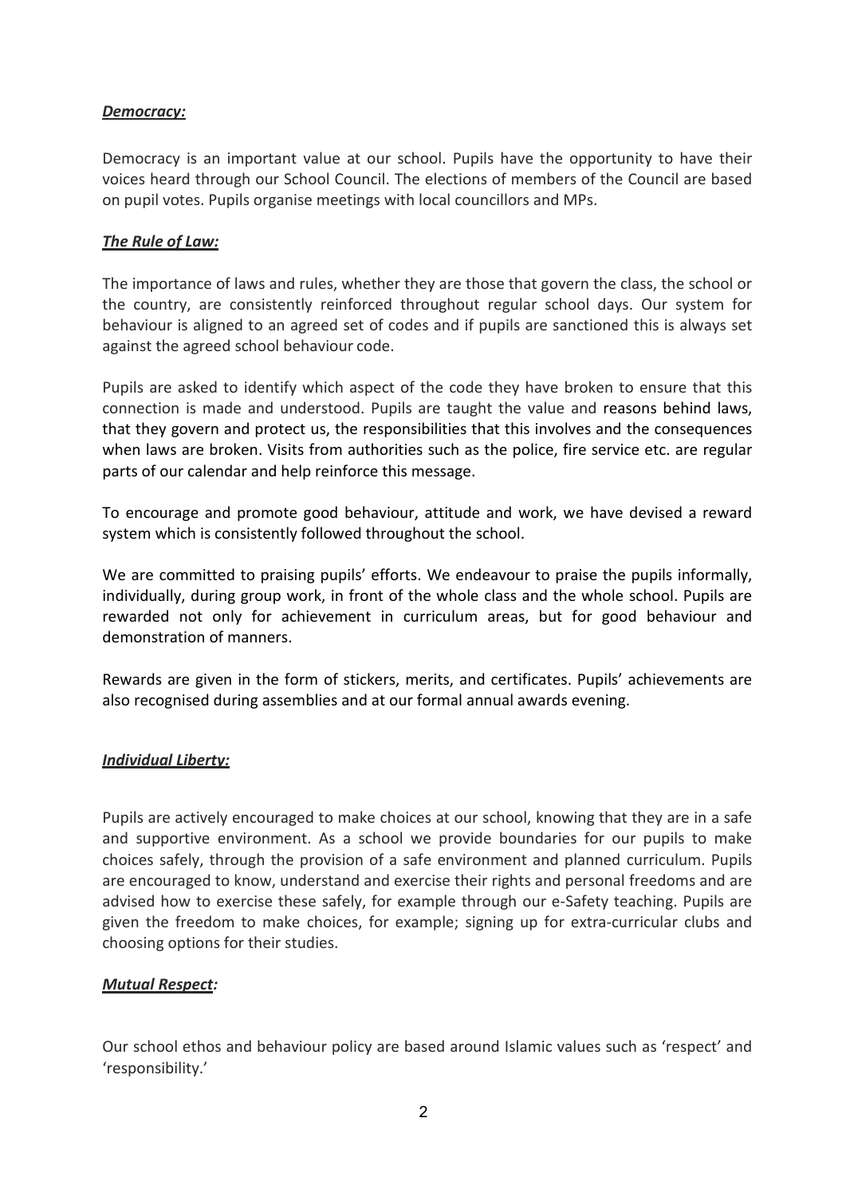***Democracy:***

Democracy is an important value at our school. Pupils have the opportunity to have their voices heard through our School Council. The elections of members of the Council are based on pupil votes. Pupils organise meetings with local councillors and MPs.

***The Rule of Law:***

The importance of laws and rules, whether they are those that govern the class, the school or the country, are consistently reinforced throughout regular school days. Our system for behaviour is aligned to an agreed set of codes and if pupils are sanctioned this is always set against the agreed school behaviour code.

Pupils are asked to identify which aspect of the code they have broken to ensure that this connection is made and understood. Pupils are taught the value and reasons behind laws, that they govern and protect us, the responsibilities that this involves and the consequences when laws are broken. Visits from authorities such as the police, fire service etc. are regular parts of our calendar and help reinforce this message.

To encourage and promote good behaviour, attitude and work, we have devised a reward system which is consistently followed throughout the school.

We are committed to praising pupils' efforts. We endeavour to praise the pupils informally, individually, during group work, in front of the whole class and the whole school. Pupils are rewarded not only for achievement in curriculum areas, but for good behaviour and demonstration of manners.

Rewards are given in the form of stickers, merits, and certificates. Pupils' achievements are also recognised during assemblies and at our formal annual awards evening.

***Individual Liberty:***

Pupils are actively encouraged to make choices at our school, knowing that they are in a safe and supportive environment. As a school we provide boundaries for our pupils to make choices safely, through the provision of a safe environment and planned curriculum. Pupils are encouraged to know, understand and exercise their rights and personal freedoms and are advised how to exercise these safely, for example through our e-Safety teaching. Pupils are given the freedom to make choices, for example; signing up for extra-curricular clubs and choosing options for their studies.

***Mutual Respect:***

Our school ethos and behaviour policy are based around Islamic values such as 'respect' and 'responsibility.'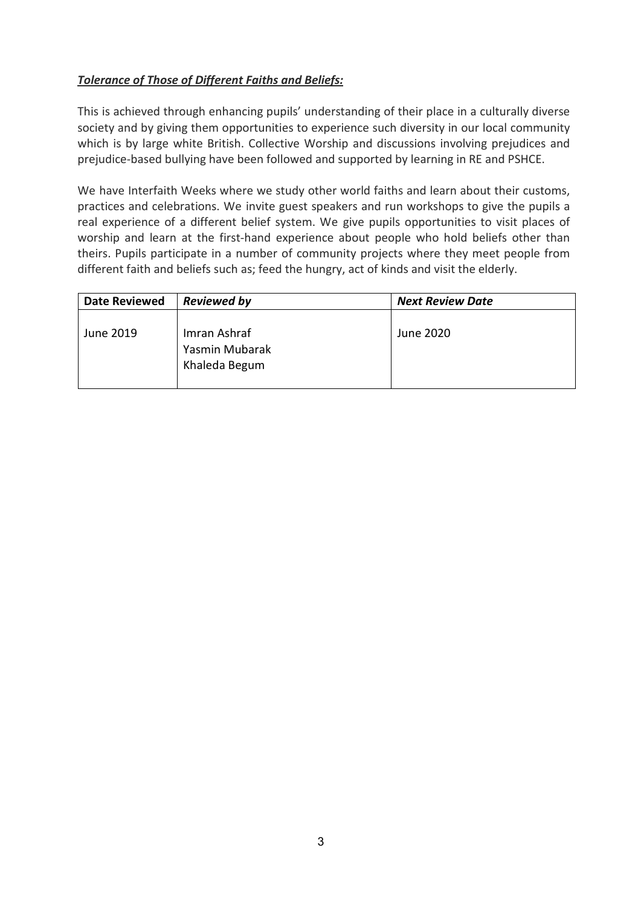***<u>Tolerance of Those of Different Faiths and Beliefs:</u>***

This is achieved through enhancing pupils' understanding of their place in a culturally diverse society and by giving them opportunities to experience such diversity in our local community which is by large white British. Collective Worship and discussions involving prejudices and prejudice-based bullying have been followed and supported by learning in RE and PSHCE.

We have Interfaith Weeks where we study other world faiths and learn about their customs, practices and celebrations. We invite guest speakers and run workshops to give the pupils a real experience of a different belief system. We give pupils opportunities to visit places of worship and learn at the first-hand experience about people who hold beliefs other than theirs. Pupils participate in a number of community projects where they meet people from different faith and beliefs such as; feed the hungry, act of kinds and visit the elderly.

| **Date Reviewed** | ***Reviewed by*** | ***Next Review Date*** |
|---|---|---|
| June 2019 | Imran Ashraf<br>Yasmin Mubarak<br>Khaleda Begum | June 2020 |